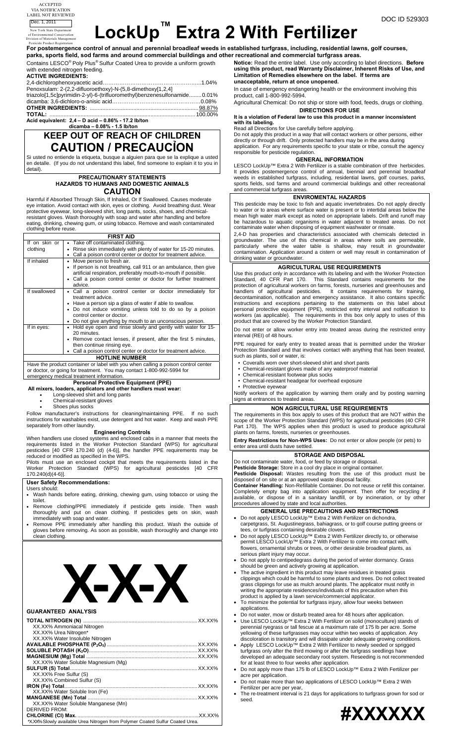ACCEPTED VIA NOTIFICATION LABEL NOT REVIEWED

Dec. 1, 2011

New York State Department of Environmental Conservation Division of Materials Management Pesticide Product Registration

DOC ID 529303

# LockUp™ Extra 2 With Fertilizer

**For postemergence control of annual and perennial broadleaf weeds in established turfgrass, including, residential lawns, golf courses, parks, sports field, sod farms and around commercial buildings and other recreational and commercial turfgrass areas.**

Contains LESCO® Poly Plus® Sulfur Coated Urea to provide a uniform growth with extended nitrogen feeding.

**ACTIVE INGREDIENTS:**

2,4-dichlorophenoxyacetic acid……………………………………………..1.04%
Penoxsulam: 2-(2,2-difluoroethoxy)-N-(5,8-dimethoxy[1,2,4] triazolo[1,5c]pyrimidin-2-yl)-6-(trifluoromethyl)benzenesulfonamide........0.01%
dicamba: 3,6-dichloro-o-anisic acid………………………………………0.08%
**OTHER INGREDIENTS:** ....................................................................98.87%
**TOTAL:** ............................................................................................100.00%

**Acid equivalent: 2,4 – D acid – 0.86% - 17.2 lb/ton**
**dicamba – 0.08% - 1.5 lb/ton**

## KEEP OUT OF REACH OF CHILDREN
## CAUTION / PRECAUCİON

Si usted no entiende la etiqueta, busque a alguien para que se la explique a usted en detalle. (If you do not understand this label, find someone to explain it to you in detail).

### PRECAUTIONARY STATEMENTS
### HAZARDS TO HUMANS AND DOMESTIC ANIMALS
### CAUTION

Harmful if Absorbed Through Skin, If Inhaled, Or If Swallowed. Causes moderate eye irritation. Avoid contact with skin, eyes or clothing. Avoid breathing dust. Wear protective eyewear, long-sleeved shirt, long pants, socks, shoes, and chemical-resistant gloves. Wash thoroughly with soap and water after handling and before eating, drinking, chewing gum, or using tobacco. Remove and wash contaminated clothing before reuse.

| FIRST AID | |
|---|---|
| If on skin or clothing | • Take off contaminated clothing.<br>• Rinse skin immediately with plenty of water for 15-20 minutes.<br>• Call a poison control center or doctor for treatment advice. |
| If inhaled | • Move person to fresh air.<br>• If person is not breathing, call 911 or an ambulance, then give artificial respiration, preferably mouth-to-mouth if possible.<br>• Call a poison control center or doctor for further treatment advice. |
| If swallowed | • Call a poison control center or doctor immediately for treatment advice.<br>• Have a person sip a glass of water if able to swallow.<br>• Do not induce vomiting unless told to do so by a poison control center or doctor.<br>• Do not give anything by mouth to an unconscious person. |
| If in eyes: | • Hold eye open and rinse slowly and gently with water for 15-20 minutes.<br>• Remove contact lenses, if present, after the first 5 minutes, then continue rinsing eye.<br>• Call a poison control center or doctor for treatment advice. |
| **HOTLINE NUMBER** | |
| Have the product container or label with you when calling a poison control center or doctor, or going for treatment. You may contact 1-800-992-5994 for emergency medical treatment information. | |

**Personal Protective Equipment (PPE)**

**All mixers, loaders, applicators and other handlers must wear:**

- Long-sleeved shirt and long pants
- Chemical-resistant gloves
- Shoes plus socks

Follow manufacturer's instructions for cleaning/maintaining PPE. If no such instructions for washables exist, use detergent and hot water. Keep and wash PPE separately from other laundry.

**Engineering Controls**

When handlers use closed systems and enclosed cabs in a manner that meets the requirements listed in the Worker Protection Standard (WPS) for agricultural pesticides [40 CFR 170.240 (d) (4-6)], the handler PPE requirements may be reduced or modified as specified in the WPS.

Pilots must use an enclosed cockpit that meets the requirements listed in the Worker Protection Standard (WPS) for agricultural pesticides [40 CFR 170.240(d)(4-6)].

**User Safety Recommendations:**

Users should:

- Wash hands before eating, drinking, chewing gum, using tobacco or using the toilet.
- Remove clothing/PPE immediately if pesticide gets inside. Then wash thoroughly and put on clean clothing. If pesticides gets on skin, wash immediately with soap and water.
- Remove PPE immediately after handling this product. Wash the outside of gloves before removing. As soon as possible, wash thoroughly and change into clean clothing.

# X-X-X

**GUARANTEED ANALYSIS**

**TOTAL NITROGEN (N)** ...................................................................... XX.XX%
XX.XX% Ammoniacal Nitrogen
XX.XX% Urea Nitrogen*
XX.XX% Water Insoluble Nitrogen
**AVAILABLE PHOSPHATE ($P_2O_5$)** .................................................... XX.XX%
**SOLUBLE POTASH ($K_2O$)** ................................................................ XX.XX%
**MAGNESIUM (Mg) Total** .................................................................... XX.XX%
XX.XX% Water Soluble Magnesium (Mg)
**SULFUR (S) Total** ................................................................................. XX.XX%
XX.XX% Free Sulfur (S)
XX.XX% Combined Sulfur (S)
**IRON (Fe) Total** .................................................................................... XX.XX%
XX.XX% Water Soluble Iron (Fe)
**MANGANESE (Mn) Total** ..................................................................... XX.XX%
XX.XX% Water Soluble Manganese (Mn)
DERIVED FROM:
**CHLORINE (Cl) Max.** ............................................................................ XX.XX%

*X.XX% Slowly available Urea Nitrogen from Polymer Coated Sulfur Coated Urea.

**Notice:** Read the entire label. Use only according to label directions. **Before using this product, read Warranty Disclaimer, Inherent Risks of Use, and Limitation of Remedies elsewhere on the label. If terms are unacceptable, return at once unopened.**

In case of emergency endangering health or the environment involving this product, call 1-800-992-5994.

Agricultural Chemical: Do not ship or store with food, feeds, drugs or clothing.

### DIRECTIONS FOR USE

**It is a violation of Federal law to use this product in a manner inconsistent with its labeling.**

Read all Directions for Use carefully before applying.

Do not apply this product in a way that will contact workers or other persons, either directly or through drift. Only protected handlers may be in the area during application. For any requirements specific to your state or tribe, consult the agency responsible for pesticide regulation.

### GENERAL INFORMATION

LESCO LockUp™ Extra 2 With Fertilizer is a stable combination of thre herbicides. It provides postemergence control of annual, biennial and perennial broadleaf weeds in established turfgrass, including, residential lawns, golf courses, parks, sports fields, sod farms and around commercial buildings and other recreational and commercial turfgrass areas.

### ENVIROMENTAL HAZARDS

This pesticide may be toxic to fish and aquatic invertebrates. Do not apply directly to water or to areas where surface water is present or to intertidal areas below the mean high water mark except as noted on appropriate labels. Drift and runoff may be hazardous to aquatic organisms in water adjacent to treated areas. Do not contaminate water when disposing of equipment washwater or rinsate.

2,4-D has properties and characteristics associated with chemicals detected in groundwater. The use of this chemical in areas where soils are permeable, particularly where the water table is shallow, may result in groundwater contamination. Application around a cistern or well may result in contamination of drinking water or groundwater.

### AGRICULTURAL USE REQUIREMENTS

Use this product only in accordance with its labeling and with the Worker Protection Standard, 40 CFR Part 170. This Standard contains requirements for the protection of agricultural workers on farms, forests, nurseries and greenhouses and handlers of agricultural pesticides. It contains requirements for training, decontamination, notification and emergency assistance. It also contains specific instructions and exceptions pertaining to the statements on this label about personal protective equipment (PPE), restricted entry interval and notification to workers (as applicable). The requirements in this box only apply to uses of this product that are covered by the Worker Protection Standard.

Do not enter or allow worker entry into treated areas during the restricted entry interval (REI) of 48 hours.

PPE required for early entry to treated areas that is permitted under the Worker Protection Standard and that involves contact with anything that has been treated, such as plants, soil or water, is:

- Coveralls worn over short-sleeved shirt and short pants
- Chemical-resistant gloves made of any waterproof material
- Chemical-resistant footwear plus socks
- Chemical-resistant headgear for overhead exposure
- Protective eyewear

Notify workers of the application by warning them orally and by posting warning signs at entrances to treated areas.

### NON AGRICULTURAL USE REQUIREMENTS

The requirements in this box apply to uses of this product that are NOT within the scope of the Worker Protection Standard (WPS) for agricultural pesticides (40 CFR Part 170). The WPS applies when this product is used to produce agricultural plants on farms, forests, nurseries or greenhouses.

**Entry Restrictions for Non-WPS Uses:** Do not enter or allow people (or pets) to enter area until dusts have settled.

### STORAGE AND DISPOSAL

Do not contaminate water, food, or feed by storage or disposal.

**Pesticide Storage:** Store in a cool dry place in original container.

**Pesticide Disposal:** Wastes resulting from the use of this product must be disposed of on site or at an approved waste disposal facility.

**Container Handling:** Non-Refillable Container. Do not reuse or refill this container. Completely empty bag into application equipment. Then offer for recycling if available, or dispose of in a sanitary landfill, or by incineration, or by other procedures allowed by state and local authorities.

### GENERAL USE PRECAUTIONS AND RESTRICTIONS

- Do not apply LESCO LockUp™ Extra 2 With Fertilizer on dichondra, carpetgrass, St. Augustinegrass, bahiagrass, or to golf course putting greens or tees, or turfgrass containing desirable clovers.
- Do not apply LESCO LockUp™ Extra 2 With Fertilizer directly to, or otherwise permit LESCO LockUp™ Extra 2 With Fertilizer to come into contact with, flowers, ornamental shrubs or trees, or other desirable broadleaf plants, as serious plant injury may occur.
- Do not apply to centipedegrass during the period of winter dormancy. Grass should be green and actively growing at application.
- The active ingredient in this product may leave residues in treated grass clippings which could be harmful to some plants and trees. Do not collect treated grass clippings for use as mulch around plants. The applicator must notify in writing the appropriate residences/individuals of this precaution when this product is applied by a lawn service/commercial applicator.
- To minimize the potential for turfgrass injury, allow four weeks between applications.
- Do not water, mow or disturb treated area for 48 hours after application.
- Use LESCO LockUp™ Extra 2 With Fertilizer on solid (monoculture) stands of perennial ryegrass or tall fescue at a maximum rate of 175 lb per acre. Some yellowing of these turfgrasses may occur within two weeks of application. Any discoloration is transitory and will dissipate under adequate growing conditions.
- Apply LESCO LockUp™ Extra 2 With Fertilizer to newly seeded or sprigged turfgrass only after the third mowing or after the turfgrass seedlings have developed an adequate secondary root system. Reseeding is not recommended for at least three to four weeks after application.
- Do not apply more than 175 lb of LESCO LockUp™ Extra 2 With Fertilizer per acre per application.
- Do not make more than two applications of LESCO LockUp™ Extra 2 With Fertilizer per acre per year.
- The re-treatment interval is 21 days for applications to turfgrass grown for sod or seed.

# #XXXXXX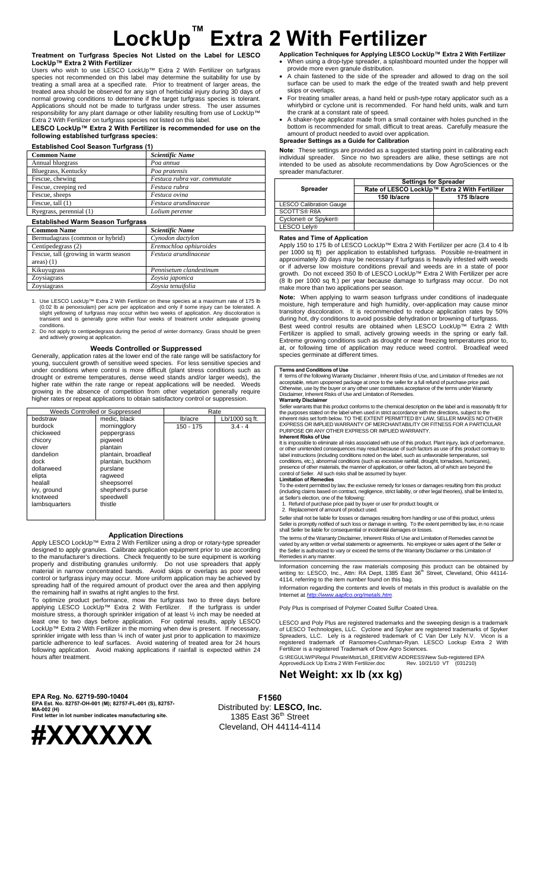# LockUp™ Extra 2 With Fertilizer

## Treatment on Turfgrass Species Not Listed on the Label for LESCO LockUp™ Extra 2 With Fertilizer

Users who wish to use LESCO LockUp™ Extra 2 With Fertilizer on turfgrass species not recommended on this label may determine the suitability for use by treating a small area at a specified rate. Prior to treatment of larger areas, the treated area should be observed for any sign of herbicidal injury during 30 days of normal growing conditions to determine if the target turfgrass species is tolerant. Applications should not be made to turfgrass under stress. The user assumes responsibility for any plant damage or other liability resulting from use of LockUp™ Extra 2 With Fertilizer on turfgrass species not listed on this label.

**LESCO LockUp™ Extra 2 With Fertilizer is recommended for use on the following established turfgrass species:**

**Established Cool Season Turfgrass (1)**

| Common Name | Scientific Name |
|---|---|
| Annual bluegrass | *Poa annua* |
| Bluegrass, Kentucky | *Poa pratensis* |
| Fescue, chewing | *Festuca rubra var. commutate* |
| Fescue, creeping red | *Festuca rubra* |
| Fescue, sheeps | *Festuca ovina* |
| Fescue, tall (1) | *Festuca arundinaceae* |
| Ryegrass, perennial (1) | *Lolium perenne* |

**Established Warm Season Turfgrass**

| Common Name | Scientific Name |
|---|---|
| Bermudagrass (common or hybrid) | *Cynodon dactylon* |
| Centipedegrass (2) | *Eremochloa ophiuroides* |
| Fescue, tall (growing in warm season areas) (1) | *Festuca arundinaceae* |
| Kikuyugrass | *Pennisetum clandestinum* |
| Zoysiagrass | *Zoysia japonica* |
| Zoysiagrass | *Zoysia tenuifolia* |

1. Use LESCO LockUp™ Extra 2 With Fertilizer on these species at a maximum rate of 175 lb (0.02 lb ai penoxsulam) per acre per application and only if some injury can be tolerated. A slight yellowing of turfgrass may occur within two weeks of application. Any discoloration is transient and is generally gone within four weeks of treatment under adequate growing conditions.
2. Do not apply to centipedegrass during the period of winter dormancy. Grass should be green and actively growing at application.

### Weeds Controlled or Suppressed

Generally, application rates at the lower end of the rate range will be satisfactory for young, succulent growth of sensitive weed species. For less sensitive species and under conditions where control is more difficult (plant stress conditions such as drought or extreme temperatures, dense weed stands and/or larger weeds), the higher rate within the rate range or repeat applications will be needed. Weeds growing in the absence of competition from other vegetation generally require higher rates or repeat applications to obtain satisfactory control or suppression.

| Weeds Controlled or Suppressed | | Rate | |
|---|---|---|---|
| bedstraw | medic, black | lb/acre | Lb/1000 sq ft. |
| burdock | morningglory | 150 - 175 | 3.4 - 4 |
| chickweed | peppergrass | | |
| chicory | pigweed | | |
| clover | plantain | | |
| dandelion | plantain, broadleaf | | |
| dock | plantain, buckhorn | | |
| dollarweed | purslane | | |
| elipta | ragweed | | |
| healall | sheepsorrel | | |
| ivy, ground | shepherd's purse | | |
| knotweed | speedwell | | |
| lambsquarters | thistle | | |

### Application Directions

Apply LESCO LockUp™ Extra 2 With Fertilizer using a drop or rotary-type spreader designed to apply granules. Calibrate application equipment prior to use according to the manufacturer's directions. Check frequently to be sure equipment is working properly and distributing granules uniformly. Do not use spreaders that apply material in narrow concentrated bands. Avoid skips or overlaps as poor weed control or turfgrass injury may occur. More uniform application may be achieved by spreading half of the required amount of product over the area and then applying the remaining half in swaths at right angles to the first.

To optimize product performance, mow the turfgrass two to three days before applying LESCO LockUp™ Extra 2 With Fertilizer. If the turfgrass is under moisture stress, a thorough sprinkler irrigation of at least ½ inch may be needed at least one to two days before application. For optimal results, apply LESCO LockUp™ Extra 2 With Fertilizer in the morning when dew is present. If necessary, sprinkler irrigate with less than ¼ inch of water just prior to application to maximize particle adherence to leaf surfaces. Avoid watering of treated area for 24 hours following application. Avoid making applications if rainfall is expected within 24 hours after treatment.

### Application Techniques for Applying LESCO LockUp™ Extra 2 With Fertilizer

- When using a drop-type spreader, a splashboard mounted under the hopper will provide more even granule distribution.
- A chain fastened to the side of the spreader and allowed to drag on the soil surface can be used to mark the edge of the treated swath and help prevent skips or overlaps.
- For treating smaller areas, a hand held or push-type rotary applicator such as a whirlybird or cyclone unit is recommended. For hand held units, walk and turn the crank at a constant rate of speed.
- A shaker-type applicator made from a small container with holes punched in the bottom is recommended for small, difficult to treat areas. Carefully measure the amount of product needed to avoid over application.

**Spreader Settings as a Guide for Calibration**

**Note**: These settings are provided as a suggested starting point in calibrating each individual spreader. Since no two spreaders are alike, these settings are not intended to be used as absolute recommendations by Dow AgroSciences or the spreader manufacturer.

| Spreader | Settings for Spreader | |
|---|---|---|
| | Rate of LESCO LockUp™ Extra 2 With Fertilizer | |
| | 150 lb/acre | 175 lb/acre |
| LESCO Calibration Gauge | | |
| SCOTT'S® R8A | | |
| Cyclone® or Spyker® | | |
| LESCO Lely® | | |

### Rates and Time of Application

Apply 150 to 175 lb of LESCO LockUp™ Extra 2 With Fertilizer per acre (3.4 to 4 lb per 1000 sq ft) per application to established turfgrass. Possible re-treatment in approximately 30 days may be necessary if turfgrass is heavily infested with weeds or if adverse low moisture conditions prevail and weeds are in a state of poor growth. Do not exceed 350 lb of LESCO LockUp™ Extra 2 With Fertilizer per acre (8 lb per 1000 sq ft.) per year because damage to turfgrass may occur. Do not make more than two applications per season.

**Note:** When applying to warm season turfgrass under conditions of inadequate moisture, high temperature and high humidity, over-application may cause minor transitory discoloration. It is recommended to reduce application rates by 50% during hot, dry conditions to avoid possible dehydration or browning of turfgrass.

Best weed control results are obtained when LESCO LockUp™ Extra 2 WIth Fertilizer is applied to small, actively growing weeds in the spring or early fall. Extreme growing conditions such as drought or near freezing temperatures prior to, at, or following time of application may reduce weed control. Broadleaf weed species germinate at different times.

**Terms and Conditions of Use**

If terms of the following Warranty Disclaimer , Inherent Risks of Use, and Limitation of Rmedies are not acceptable, return unopened package at once to the seller for a full refund of purchase price paid. Otherwise, use by the buyer or any other user constitutes acceptance of the terms under Warranty Disclaimer, Inherent Risks of Use and Limitation of Remedies.

**Warranty Disclaimer**

Seller warrants that this product conforms to the chemical description on the label and is reasonably fit for the purposes stated on the label when used in strict accordance with the directions, subject to the inherent risks set forth below. TO THE EXTENT PERMITTED BY LAW, SELLER MAKES NO OTHER EXPRESS OR IMPLIED WARRANTY OF MERCHANTABILITY OR FITNESS FOR A PARTICULAR PURPOSE OR ANY OTHER EXPRESS OR IMPLIED WARRANTY.

**Inherent Risks of Use**

It is impossible to eliminate all risks associated with use of this product. Plant injury, lack of performance, or other unintended consequences may result because of such factors as use of this product contrary to label instructions (including conditions noted on the label, such as unfavorable temperatures, soil conditions, etc.), abnormal conditions (such as excessive rainfall, drought, tornadoes, hurricanes), presence of other materials, the manner of application, or other factors, all of which are beyond the control of Seller. All such risks shall be assumed by buyer.

**Limitation of Remedies**

To the extent permitted by law, the exclusive remedy for losses or damages resulting from this product (including claims based on contract, negligence, strict liability, or other legal theories), shall be limited to, at Seller's election, one of the following:

1. Refund of purchase price paid by buyer or user for product bought, or
2. Replacement of amount of product used.

Seller shall not be liable for losses or damages resulting from handling or use of this product, unless Seller is promptly notified of such loss or damage in writing. To the extent permitted by law, in no ncase shall Seller be liable for consequential or incidental damages or losses.

The terms of the Warranty Disclaimer, Inherent Risks of Use and Limitation of Remedies cannot be varied by any written or verbal statements or agreements. No employee or sales agent of the Seller or the Seller is authorized to vary or exceed the terms of the Warranty Disclaimer or this Limitation of Remedies in any manner.

Information concerning the raw materials composing this product can be obtained by writing to: LESCO, Inc., Attn: RA Dept, 1385 East 36th Street, Cleveland, Ohio 44114-4114, referring to the item number found on this bag.

Information regarding the contents and levels of metals in this product is available on the Internet at *http://www.aapfco.org/metals.htm*.

Poly Plus is comprised of Polymer Coated Sulfur Coated Urea.

LESCO and Poly Plus are registered trademarks and the sweeping design is a trademark of LESCO Technologies, LLC. Cyclone and Spyker are registered trademarks of Spyker Spreaders, LLC. Lely is a registered trademark of C Van Der Lely N.V. Vicon is a registered trademark of Ransomes-Cushman-Ryan. LESCO Lockup Extra 2 With Fertilizer is a registered Trademark of Dow Agro Sciences.

G:\REGUL\WP\Regul Private\MstrLbl\_ERIEVIEW ADDRESS\New Sub-registered EPA Approved\Lock Up Extra 2 With Fertilizer.doc Rev. 10/21/10 VT (031210)

## Net Weight: xx lb (xx kg)

**EPA Reg. No. 62719-590-10404**
**EPA Est. No. 82757-OH-001 (M); 82757-FL-001 (S), 82757-MA-002 (H)**
**First letter in lot number indicates manufacturing site.**

# #XXXXXX

**F1560**
Distributed by: **LESCO, Inc.**
1385 East 36th Street
Cleveland, OH 44114-4114